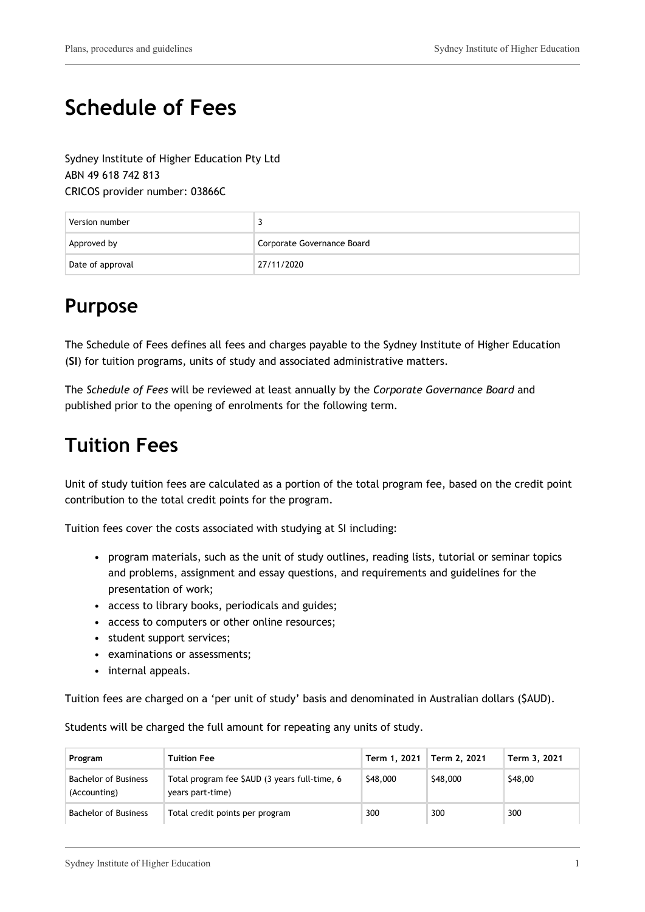# Schedule of Fees

Sydney Institute of Higher Education Pty Ltd
ABN 49 618 742 813
CRICOS provider number: 03866C

| Version number | 3 |
| --- | --- |
| Approved by | Corporate Governance Board |
| Date of approval | 27/11/2020 |

## Purpose

The Schedule of Fees defines all fees and charges payable to the Sydney Institute of Higher Education (**SI**) for tuition programs, units of study and associated administrative matters.

The *Schedule of Fees* will be reviewed at least annually by the *Corporate Governance Board* and published prior to the opening of enrolments for the following term.

## Tuition Fees

Unit of study tuition fees are calculated as a portion of the total program fee, based on the credit point contribution to the total credit points for the program.

Tuition fees cover the costs associated with studying at SI including:

- program materials, such as the unit of study outlines, reading lists, tutorial or seminar topics and problems, assignment and essay questions, and requirements and guidelines for the presentation of work;
- access to library books, periodicals and guides;
- access to computers or other online resources;
- student support services;
- examinations or assessments;
- internal appeals.

Tuition fees are charged on a 'per unit of study' basis and denominated in Australian dollars ($AUD).

Students will be charged the full amount for repeating any units of study.

| Program | Tuition Fee | Term 1, 2021 | Term 2, 2021 | Term 3, 2021 |
| --- | --- | --- | --- | --- |
| Bachelor of Business (Accounting) | Total program fee $AUD (3 years full-time, 6 years part-time) | $48,000 | $48,000 | $48,00 |
| Bachelor of Business | Total credit points per program | 300 | 300 | 300 |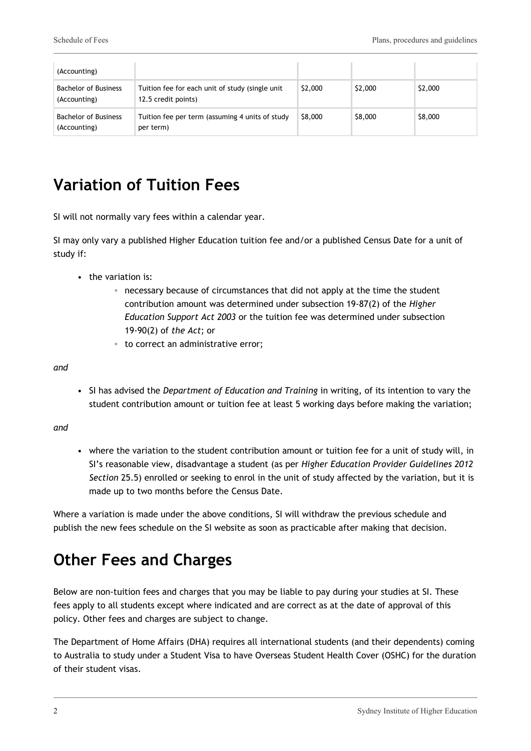| | | | | |
|---|---|---|---|---|
| (Accounting) | | | | |
| Bachelor of Business (Accounting) | Tuition fee for each unit of study (single unit 12.5 credit points) | $2,000 | $2,000 | $2,000 |
| Bachelor of Business (Accounting) | Tuition fee per term (assuming 4 units of study per term) | $8,000 | $8,000 | $8,000 |

## Variation of Tuition Fees

SI will not normally vary fees within a calendar year.

SI may only vary a published Higher Education tuition fee and/or a published Census Date for a unit of study if:

- the variation is:
    - necessary because of circumstances that did not apply at the time the student contribution amount was determined under subsection 19-87(2) of the *Higher Education Support Act 2003* or the tuition fee was determined under subsection 19-90(2) of *the Act*; or
    - to correct an administrative error;

*and*

- SI has advised the *Department of Education and Training* in writing, of its intention to vary the student contribution amount or tuition fee at least 5 working days before making the variation;

*and*

- where the variation to the student contribution amount or tuition fee for a unit of study will, in SI's reasonable view, disadvantage a student (as per *Higher Education Provider Guidelines 2012 Section* 25.5) enrolled or seeking to enrol in the unit of study affected by the variation, but it is made up to two months before the Census Date.

Where a variation is made under the above conditions, SI will withdraw the previous schedule and publish the new fees schedule on the SI website as soon as practicable after making that decision.

## Other Fees and Charges

Below are non-tuition fees and charges that you may be liable to pay during your studies at SI. These fees apply to all students except where indicated and are correct as at the date of approval of this policy. Other fees and charges are subject to change.

The Department of Home Affairs (DHA) requires all international students (and their dependents) coming to Australia to study under a Student Visa to have Overseas Student Health Cover (OSHC) for the duration of their student visas.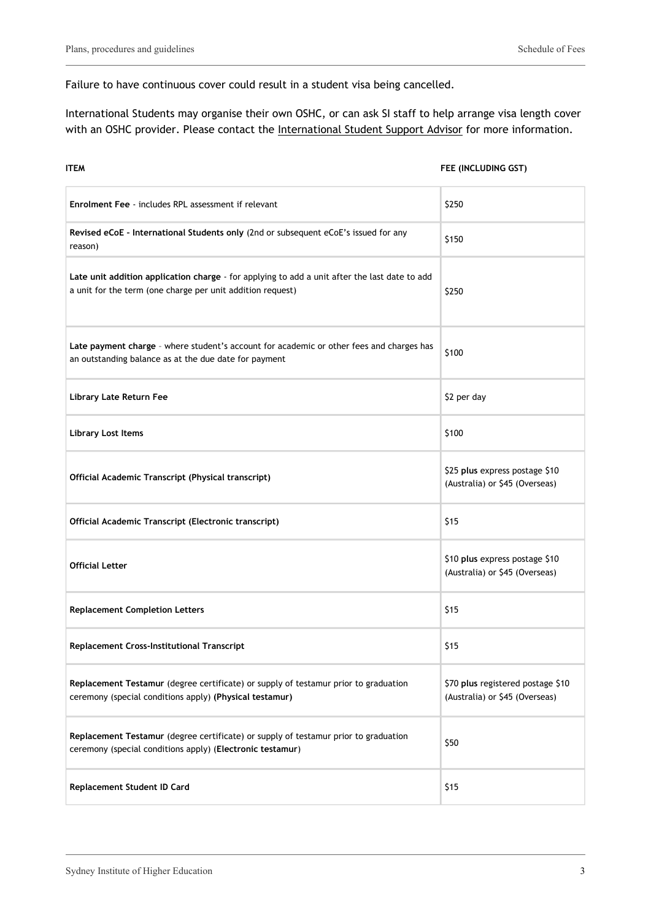Failure to have continuous cover could result in a student visa being cancelled.

International Students may organise their own OSHC, or can ask SI staff to help arrange visa length cover with an OSHC provider. Please contact the International Student Support Advisor for more information.

| ITEM | FEE (INCLUDING GST) |
|---|---|
| **Enrolment Fee** - includes RPL assessment if relevant | $250 |
| **Revised eCoE - International Students only** (2nd or subsequent eCoE's issued for any reason) | $150 |
| **Late unit addition application charge** - for applying to add a unit after the last date to add a unit for the term (one charge per unit addition request) | $250 |
| **Late payment charge** - where student's account for academic or other fees and charges has an outstanding balance as at the due date for payment | $100 |
| **Library Late Return Fee** | $2 per day |
| **Library Lost Items** | $100 |
| **Official Academic Transcript (Physical transcript)** | $25 **plus** express postage $10 (Australia) or $45 (Overseas) |
| **Official Academic Transcript (Electronic transcript)** | $15 |
| **Official Letter** | $10 **plus** express postage $10 (Australia) or $45 (Overseas) |
| **Replacement Completion Letters** | $15 |
| **Replacement Cross-Institutional Transcript** | $15 |
| **Replacement Testamur** (degree certificate) or supply of testamur prior to graduation ceremony (special conditions apply) **(Physical testamur)** | $70 **plus** registered postage $10 (Australia) or $45 (Overseas) |
| **Replacement Testamur** (degree certificate) or supply of testamur prior to graduation ceremony (special conditions apply) (**Electronic testamur**) | $50 |
| **Replacement Student ID Card** | $15 |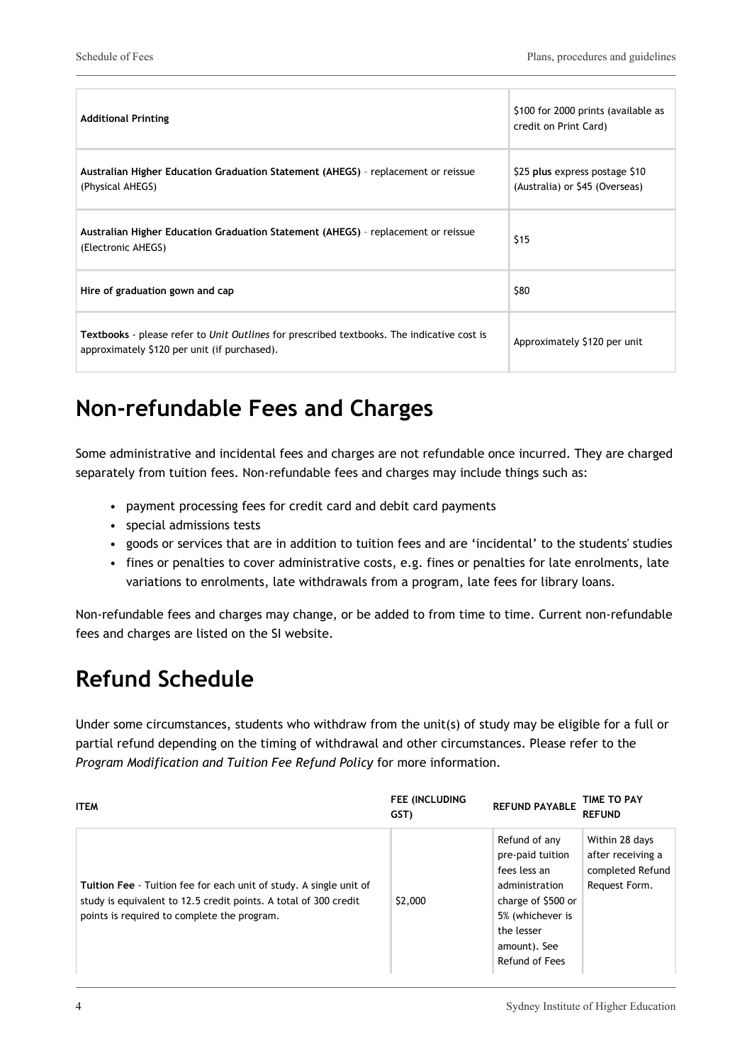| | |
|---|---|
| **Additional Printing** | \$100 for 2000 prints (available as credit on Print Card) |
| **Australian Higher Education Graduation Statement (AHEGS)** – replacement or reissue (Physical AHEGS) | \$25 **plus** express postage \$10 (Australia) or \$45 (Overseas) |
| **Australian Higher Education Graduation Statement (AHEGS)** – replacement or reissue (Electronic AHEGS) | \$15 |
| **Hire of graduation gown and cap** | \$80 |
| **Textbooks** - please refer to *Unit Outlines* for prescribed textbooks. The indicative cost is approximately \$120 per unit (if purchased). | Approximately \$120 per unit |

## Non-refundable Fees and Charges

Some administrative and incidental fees and charges are not refundable once incurred. They are charged separately from tuition fees. Non-refundable fees and charges may include things such as:

- payment processing fees for credit card and debit card payments
- special admissions tests
- goods or services that are in addition to tuition fees and are 'incidental' to the students' studies
- fines or penalties to cover administrative costs, e.g. fines or penalties for late enrolments, late variations to enrolments, late withdrawals from a program, late fees for library loans.

Non-refundable fees and charges may change, or be added to from time to time. Current non-refundable fees and charges are listed on the SI website.

## Refund Schedule

Under some circumstances, students who withdraw from the unit(s) of study may be eligible for a full or partial refund depending on the timing of withdrawal and other circumstances. Please refer to the *Program Modification and Tuition Fee Refund Policy* for more information.

| ITEM | FEE (INCLUDING GST) | REFUND PAYABLE | TIME TO PAY REFUND |
|---|---|---|---|
| **Tuition Fee** - Tuition fee for each unit of study. A single unit of study is equivalent to 12.5 credit points. A total of 300 credit points is required to complete the program. | \$2,000 | Refund of any pre-paid tuition fees less an administration charge of \$500 or 5% (whichever is the lesser amount). See Refund of Fees | Within 28 days after receiving a completed Refund Request Form. |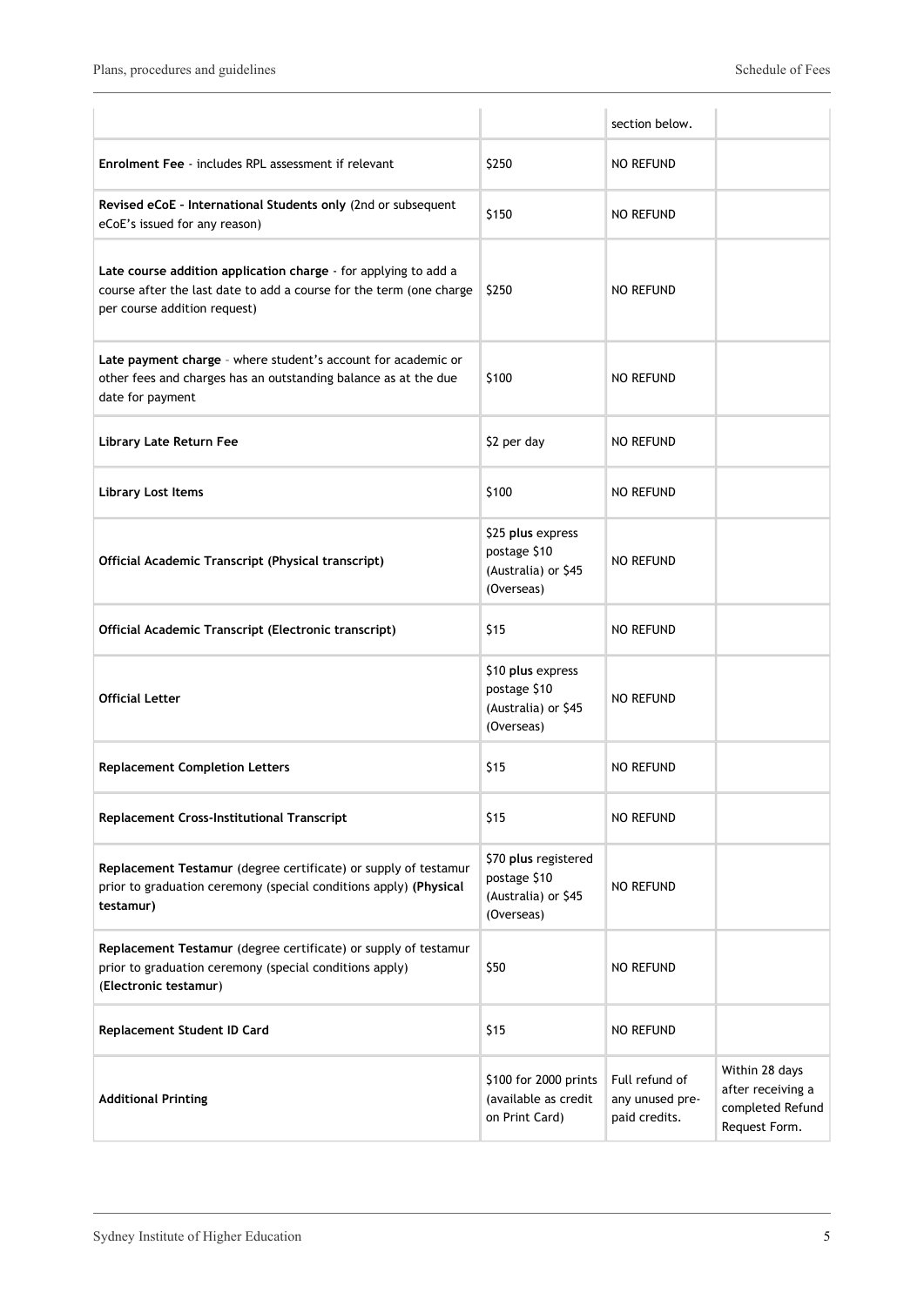| | | | |
|---|---|---|---|
| | | section below. | |
| **Enrolment Fee** - includes RPL assessment if relevant | $250 | NO REFUND | |
| **Revised eCoE - International Students only** (2nd or subsequent eCoE's issued for any reason) | $150 | NO REFUND | |
| **Late course addition application charge** - for applying to add a course after the last date to add a course for the term (one charge per course addition request) | $250 | NO REFUND | |
| **Late payment charge** - where student's account for academic or other fees and charges has an outstanding balance as at the due date for payment | $100 | NO REFUND | |
| **Library Late Return Fee** | $2 per day | NO REFUND | |
| **Library Lost Items** | $100 | NO REFUND | |
| **Official Academic Transcript (Physical transcript)** | $25 **plus** express postage $10 (Australia) or $45 (Overseas) | NO REFUND | |
| **Official Academic Transcript (Electronic transcript)** | $15 | NO REFUND | |
| **Official Letter** | $10 **plus** express postage $10 (Australia) or $45 (Overseas) | NO REFUND | |
| **Replacement Completion Letters** | $15 | NO REFUND | |
| **Replacement Cross-Institutional Transcript** | $15 | NO REFUND | |
| **Replacement Testamur** (degree certificate) or supply of testamur prior to graduation ceremony (special conditions apply) **(Physical testamur)** | $70 **plus** registered postage $10 (Australia) or $45 (Overseas) | NO REFUND | |
| **Replacement Testamur** (degree certificate) or supply of testamur prior to graduation ceremony (special conditions apply) (**Electronic testamur**) | $50 | NO REFUND | |
| **Replacement Student ID Card** | $15 | NO REFUND | |
| **Additional Printing** | $100 for 2000 prints (available as credit on Print Card) | Full refund of any unused pre-paid credits. | Within 28 days after receiving a completed Refund Request Form. |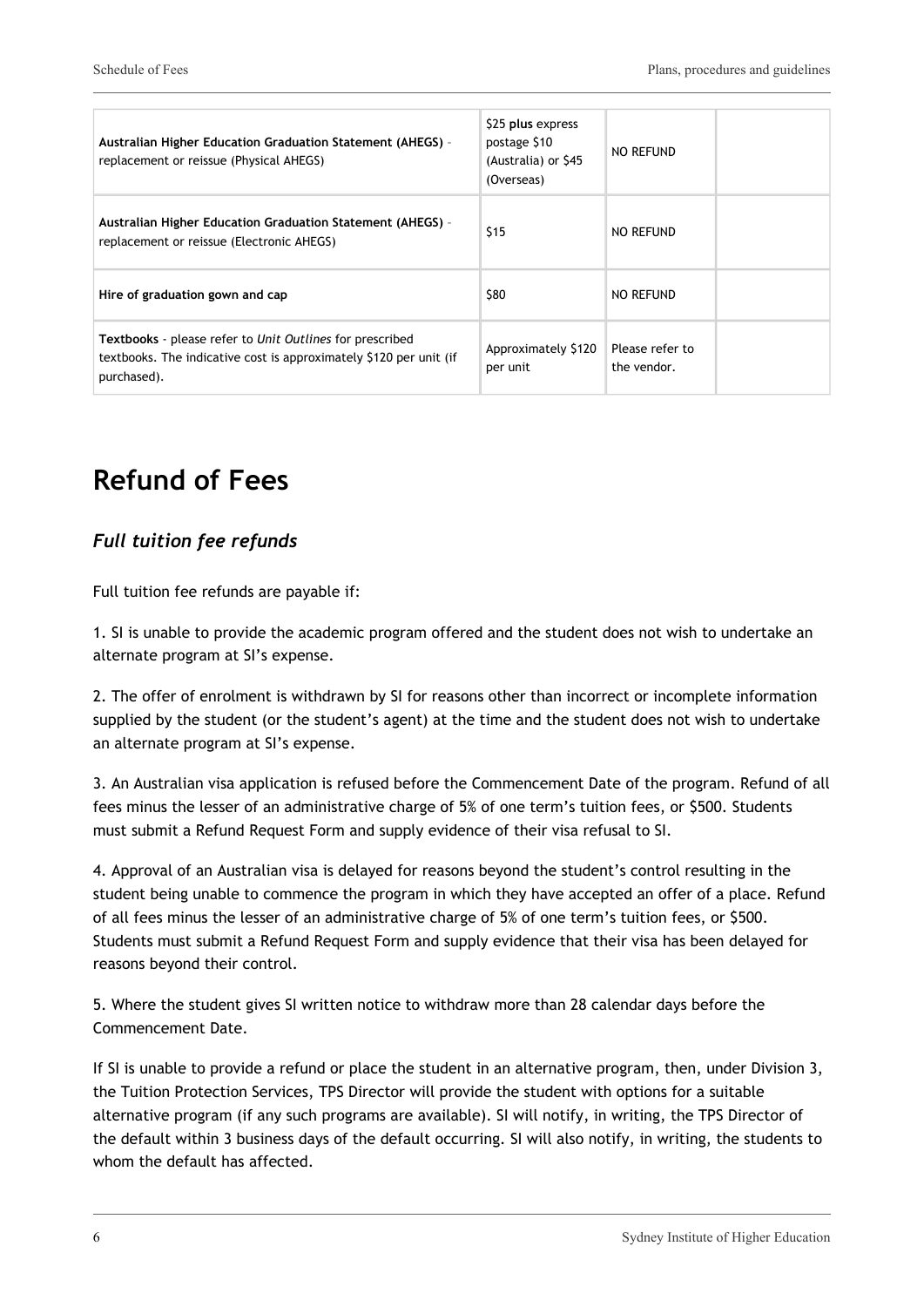| | | | |
|---|---|---|---|
| **Australian Higher Education Graduation Statement (AHEGS)** - replacement or reissue (Physical AHEGS) | $25 **plus** express postage $10 (Australia) or $45 (Overseas) | NO REFUND | |
| **Australian Higher Education Graduation Statement (AHEGS)** - replacement or reissue (Electronic AHEGS) | $15 | NO REFUND | |
| **Hire of graduation gown and cap** | $80 | NO REFUND | |
| **Textbooks** - please refer to *Unit Outlines* for prescribed textbooks. The indicative cost is approximately $120 per unit (if purchased). | Approximately $120 per unit | Please refer to the vendor. | |

# Refund of Fees

## *Full tuition fee refunds*

Full tuition fee refunds are payable if:

1. SI is unable to provide the academic program offered and the student does not wish to undertake an alternate program at SI's expense.

2. The offer of enrolment is withdrawn by SI for reasons other than incorrect or incomplete information supplied by the student (or the student's agent) at the time and the student does not wish to undertake an alternate program at SI's expense.

3. An Australian visa application is refused before the Commencement Date of the program. Refund of all fees minus the lesser of an administrative charge of 5% of one term's tuition fees, or $500. Students must submit a Refund Request Form and supply evidence of their visa refusal to SI.

4. Approval of an Australian visa is delayed for reasons beyond the student's control resulting in the student being unable to commence the program in which they have accepted an offer of a place. Refund of all fees minus the lesser of an administrative charge of 5% of one term's tuition fees, or $500. Students must submit a Refund Request Form and supply evidence that their visa has been delayed for reasons beyond their control.

5. Where the student gives SI written notice to withdraw more than 28 calendar days before the Commencement Date.

If SI is unable to provide a refund or place the student in an alternative program, then, under Division 3, the Tuition Protection Services, TPS Director will provide the student with options for a suitable alternative program (if any such programs are available). SI will notify, in writing, the TPS Director of the default within 3 business days of the default occurring. SI will also notify, in writing, the students to whom the default has affected.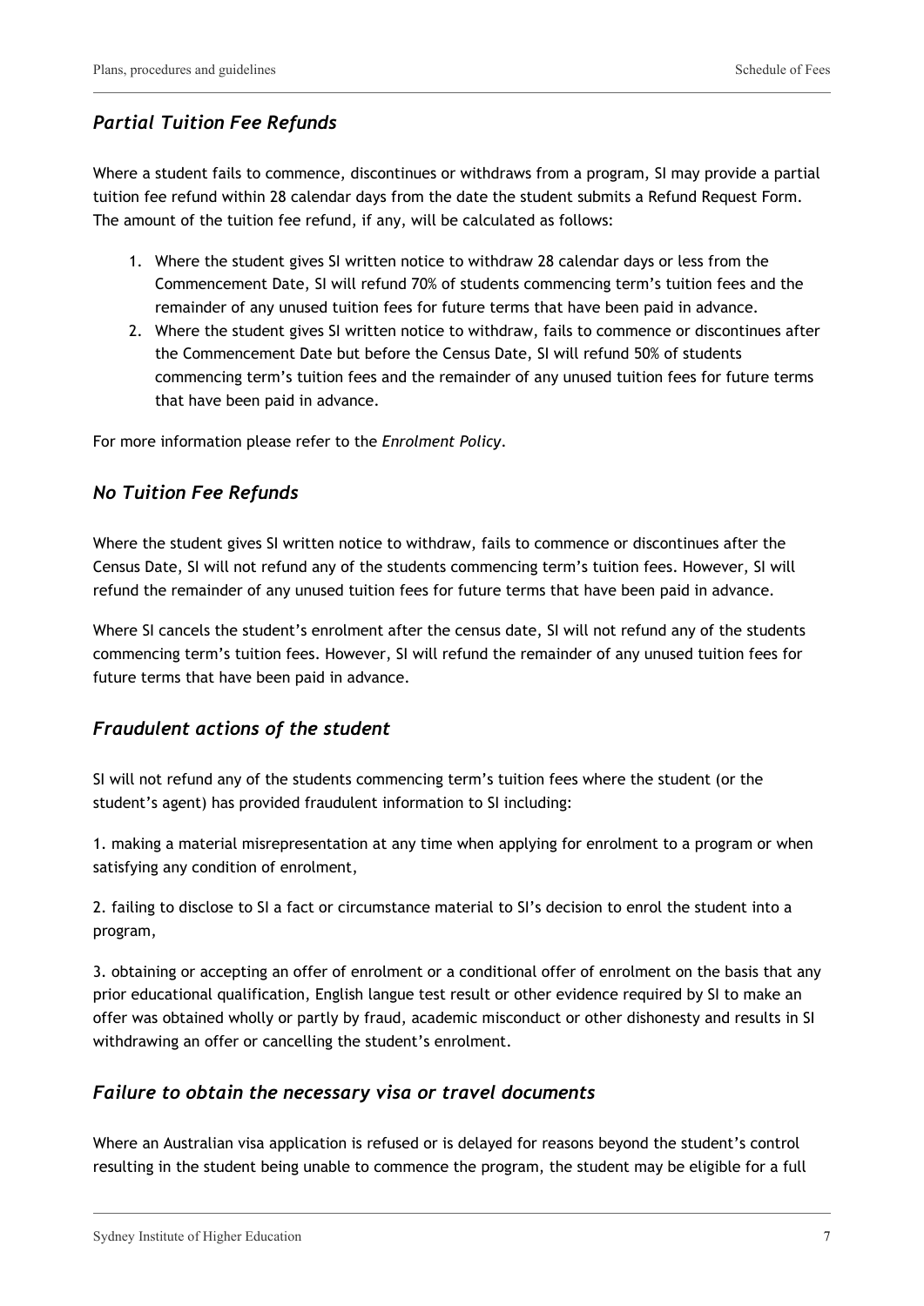### *Partial Tuition Fee Refunds*

Where a student fails to commence, discontinues or withdraws from a program, SI may provide a partial tuition fee refund within 28 calendar days from the date the student submits a Refund Request Form. The amount of the tuition fee refund, if any, will be calculated as follows:

1. Where the student gives SI written notice to withdraw 28 calendar days or less from the Commencement Date, SI will refund 70% of students commencing term's tuition fees and the remainder of any unused tuition fees for future terms that have been paid in advance.
2. Where the student gives SI written notice to withdraw, fails to commence or discontinues after the Commencement Date but before the Census Date, SI will refund 50% of students commencing term's tuition fees and the remainder of any unused tuition fees for future terms that have been paid in advance.

For more information please refer to the *Enrolment Policy*.

### *No Tuition Fee Refunds*

Where the student gives SI written notice to withdraw, fails to commence or discontinues after the Census Date, SI will not refund any of the students commencing term's tuition fees. However, SI will refund the remainder of any unused tuition fees for future terms that have been paid in advance.

Where SI cancels the student's enrolment after the census date, SI will not refund any of the students commencing term's tuition fees. However, SI will refund the remainder of any unused tuition fees for future terms that have been paid in advance.

### *Fraudulent actions of the student*

SI will not refund any of the students commencing term's tuition fees where the student (or the student's agent) has provided fraudulent information to SI including:

1. making a material misrepresentation at any time when applying for enrolment to a program or when satisfying any condition of enrolment,

2. failing to disclose to SI a fact or circumstance material to SI's decision to enrol the student into a program,

3. obtaining or accepting an offer of enrolment or a conditional offer of enrolment on the basis that any prior educational qualification, English langue test result or other evidence required by SI to make an offer was obtained wholly or partly by fraud, academic misconduct or other dishonesty and results in SI withdrawing an offer or cancelling the student's enrolment.

### *Failure to obtain the necessary visa or travel documents*

Where an Australian visa application is refused or is delayed for reasons beyond the student's control resulting in the student being unable to commence the program, the student may be eligible for a full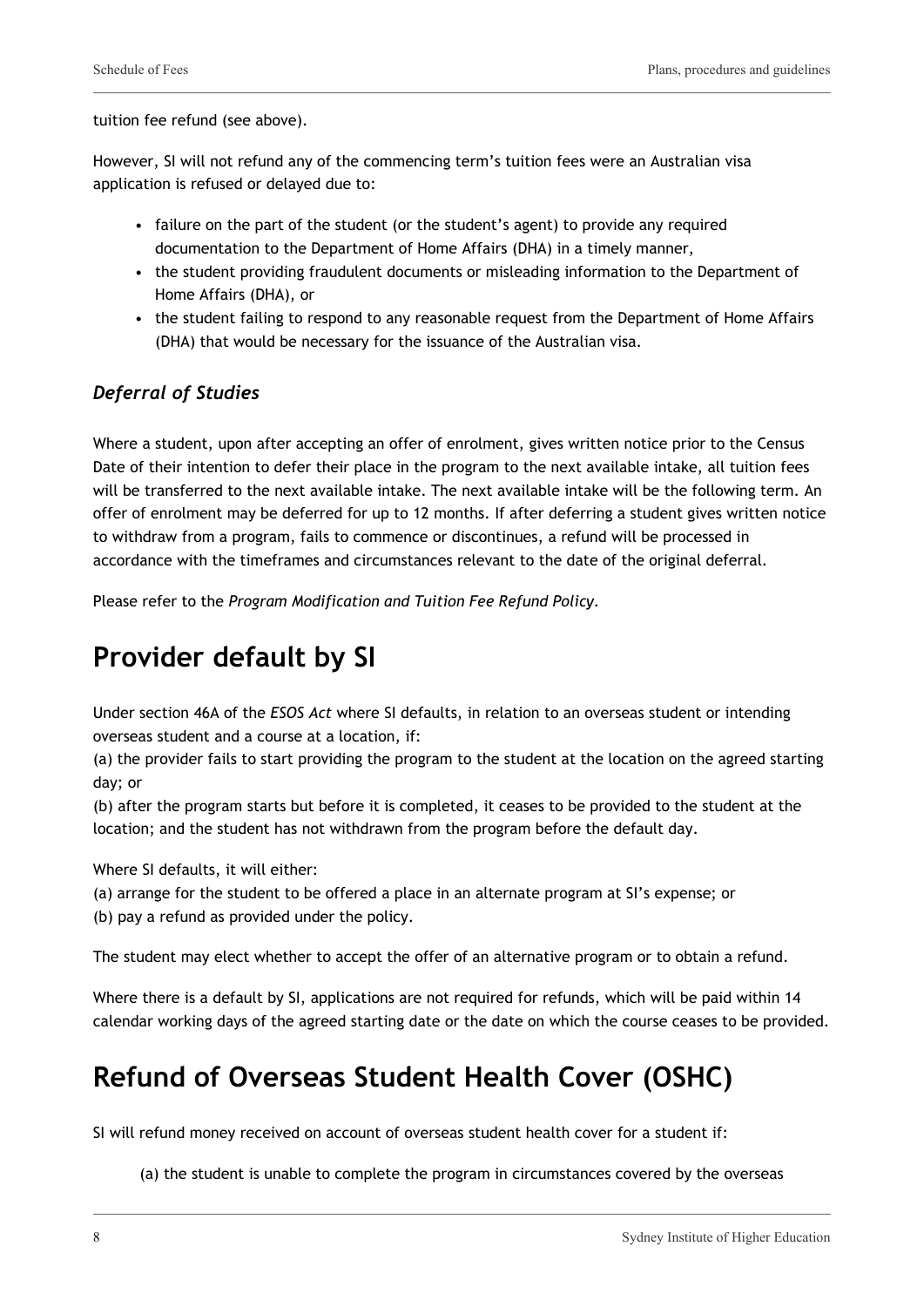tuition fee refund (see above).

However, SI will not refund any of the commencing term's tuition fees were an Australian visa application is refused or delayed due to:

- failure on the part of the student (or the student's agent) to provide any required documentation to the Department of Home Affairs (DHA) in a timely manner,
- the student providing fraudulent documents or misleading information to the Department of Home Affairs (DHA), or
- the student failing to respond to any reasonable request from the Department of Home Affairs (DHA) that would be necessary for the issuance of the Australian visa.

### *Deferral of Studies*

Where a student, upon after accepting an offer of enrolment, gives written notice prior to the Census Date of their intention to defer their place in the program to the next available intake, all tuition fees will be transferred to the next available intake. The next available intake will be the following term. An offer of enrolment may be deferred for up to 12 months. If after deferring a student gives written notice to withdraw from a program, fails to commence or discontinues, a refund will be processed in accordance with the timeframes and circumstances relevant to the date of the original deferral.

Please refer to the *Program Modification and Tuition Fee Refund Policy*.

# Provider default by SI

Under section 46A of the *ESOS Act* where SI defaults, in relation to an overseas student or intending overseas student and a course at a location, if:
(a) the provider fails to start providing the program to the student at the location on the agreed starting day; or
(b) after the program starts but before it is completed, it ceases to be provided to the student at the location; and the student has not withdrawn from the program before the default day.

Where SI defaults, it will either:
(a) arrange for the student to be offered a place in an alternate program at SI's expense; or
(b) pay a refund as provided under the policy.

The student may elect whether to accept the offer of an alternative program or to obtain a refund.

Where there is a default by SI, applications are not required for refunds, which will be paid within 14 calendar working days of the agreed starting date or the date on which the course ceases to be provided.

# Refund of Overseas Student Health Cover (OSHC)

SI will refund money received on account of overseas student health cover for a student if:

(a) the student is unable to complete the program in circumstances covered by the overseas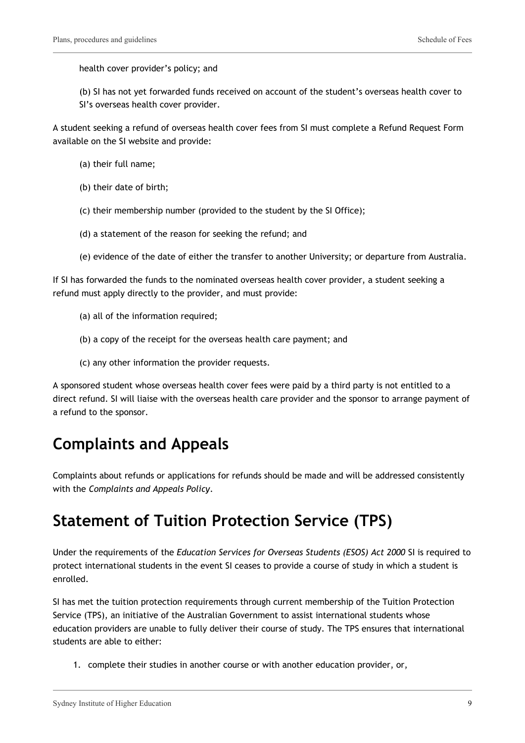health cover provider's policy; and

(b) SI has not yet forwarded funds received on account of the student's overseas health cover to SI's overseas health cover provider.

A student seeking a refund of overseas health cover fees from SI must complete a Refund Request Form available on the SI website and provide:

(a) their full name;

(b) their date of birth;

(c) their membership number (provided to the student by the SI Office);

(d) a statement of the reason for seeking the refund; and

(e) evidence of the date of either the transfer to another University; or departure from Australia.

If SI has forwarded the funds to the nominated overseas health cover provider, a student seeking a refund must apply directly to the provider, and must provide:

(a) all of the information required;

(b) a copy of the receipt for the overseas health care payment; and

(c) any other information the provider requests.

A sponsored student whose overseas health cover fees were paid by a third party is not entitled to a direct refund. SI will liaise with the overseas health care provider and the sponsor to arrange payment of a refund to the sponsor.

## Complaints and Appeals

Complaints about refunds or applications for refunds should be made and will be addressed consistently with the *Complaints and Appeals Policy*.

## Statement of Tuition Protection Service (TPS)

Under the requirements of the *Education Services for Overseas Students (ESOS) Act 2000* SI is required to protect international students in the event SI ceases to provide a course of study in which a student is enrolled.

SI has met the tuition protection requirements through current membership of the Tuition Protection Service (TPS), an initiative of the Australian Government to assist international students whose education providers are unable to fully deliver their course of study. The TPS ensures that international students are able to either:

1. complete their studies in another course or with another education provider, or,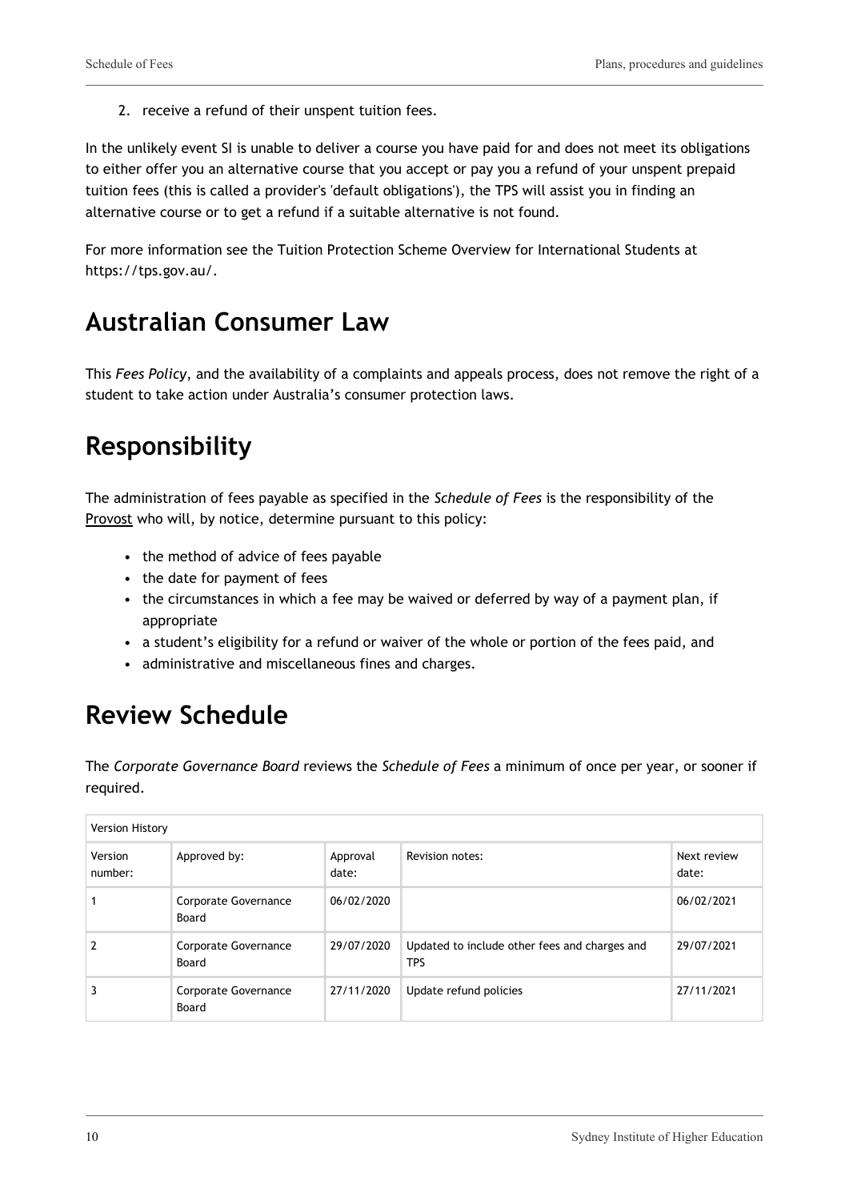2. receive a refund of their unspent tuition fees.

In the unlikely event SI is unable to deliver a course you have paid for and does not meet its obligations to either offer you an alternative course that you accept or pay you a refund of your unspent prepaid tuition fees (this is called a provider's 'default obligations'), the TPS will assist you in finding an alternative course or to get a refund if a suitable alternative is not found.

For more information see the Tuition Protection Scheme Overview for International Students at https://tps.gov.au/.

## Australian Consumer Law

This *Fees Policy*, and the availability of a complaints and appeals process, does not remove the right of a student to take action under Australia's consumer protection laws.

## Responsibility

The administration of fees payable as specified in the *Schedule of Fees* is the responsibility of the Provost who will, by notice, determine pursuant to this policy:

- the method of advice of fees payable
- the date for payment of fees
- the circumstances in which a fee may be waived or deferred by way of a payment plan, if appropriate
- a student's eligibility for a refund or waiver of the whole or portion of the fees paid, and
- administrative and miscellaneous fines and charges.

## Review Schedule

The *Corporate Governance Board* reviews the *Schedule of Fees* a minimum of once per year, or sooner if required.

| Version History | | | | |
|---|---|---|---|---|
| Version number: | Approved by: | Approval date: | Revision notes: | Next review date: |
| 1 | Corporate Governance Board | 06/02/2020 | | 06/02/2021 |
| 2 | Corporate Governance Board | 29/07/2020 | Updated to include other fees and charges and TPS | 29/07/2021 |
| 3 | Corporate Governance Board | 27/11/2020 | Update refund policies | 27/11/2021 |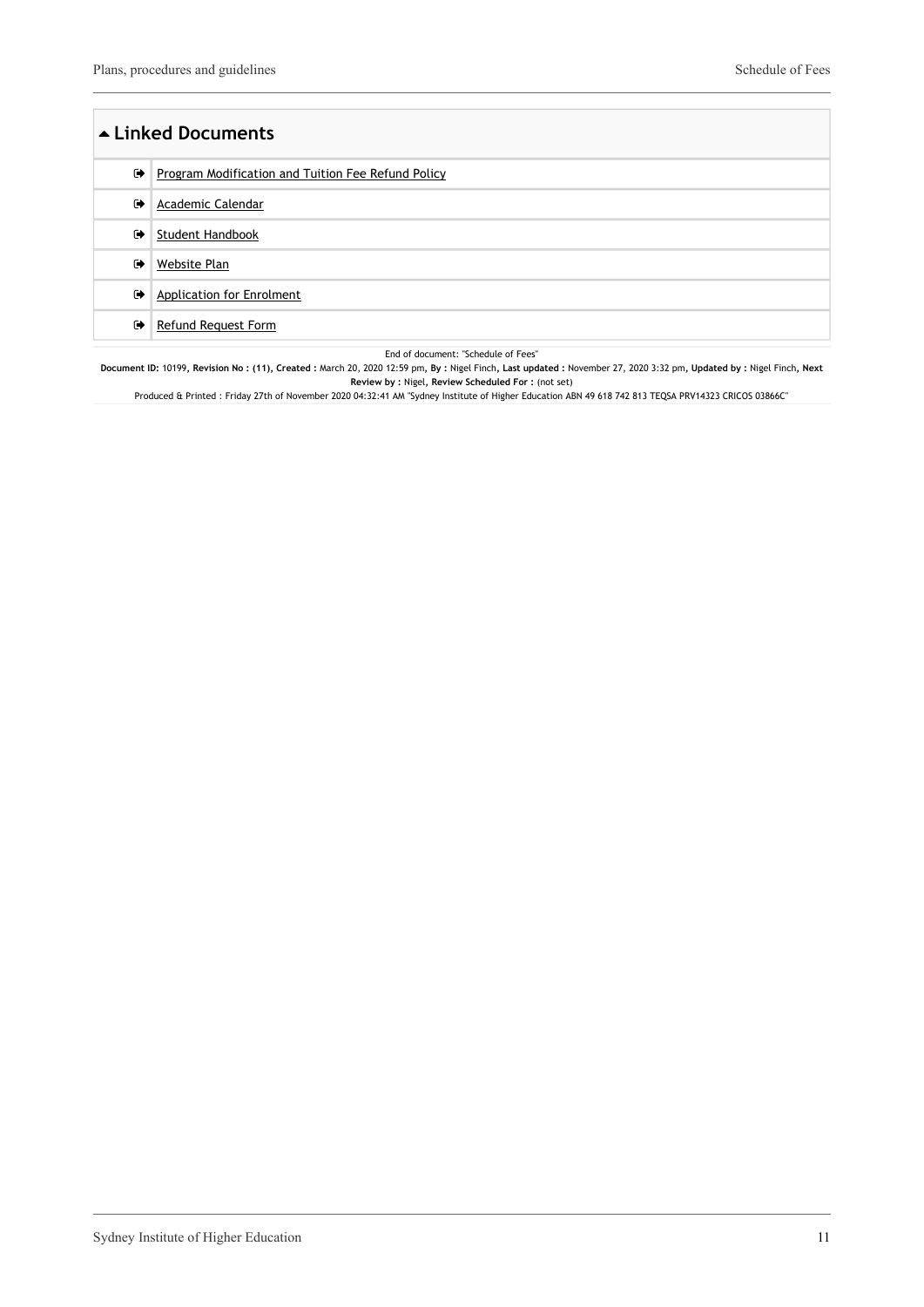## ▲ Linked Documents

- Program Modification and Tuition Fee Refund Policy
- Academic Calendar
- Student Handbook
- Website Plan
- Application for Enrolment
- Refund Request Form

End of document: "Schedule of Fees"

**Document ID:** 10199, **Revision No : (11), Created :** March 20, 2020 12:59 pm, **By :** Nigel Finch, **Last updated :** November 27, 2020 3:32 pm, **Updated by :** Nigel Finch, **Next Review by :** Nigel, **Review Scheduled For :** (not set)

Produced & Printed : Friday 27th of November 2020 04:32:41 AM "Sydney Institute of Higher Education ABN 49 618 742 813 TEQSA PRV14323 CRICOS 03866C"